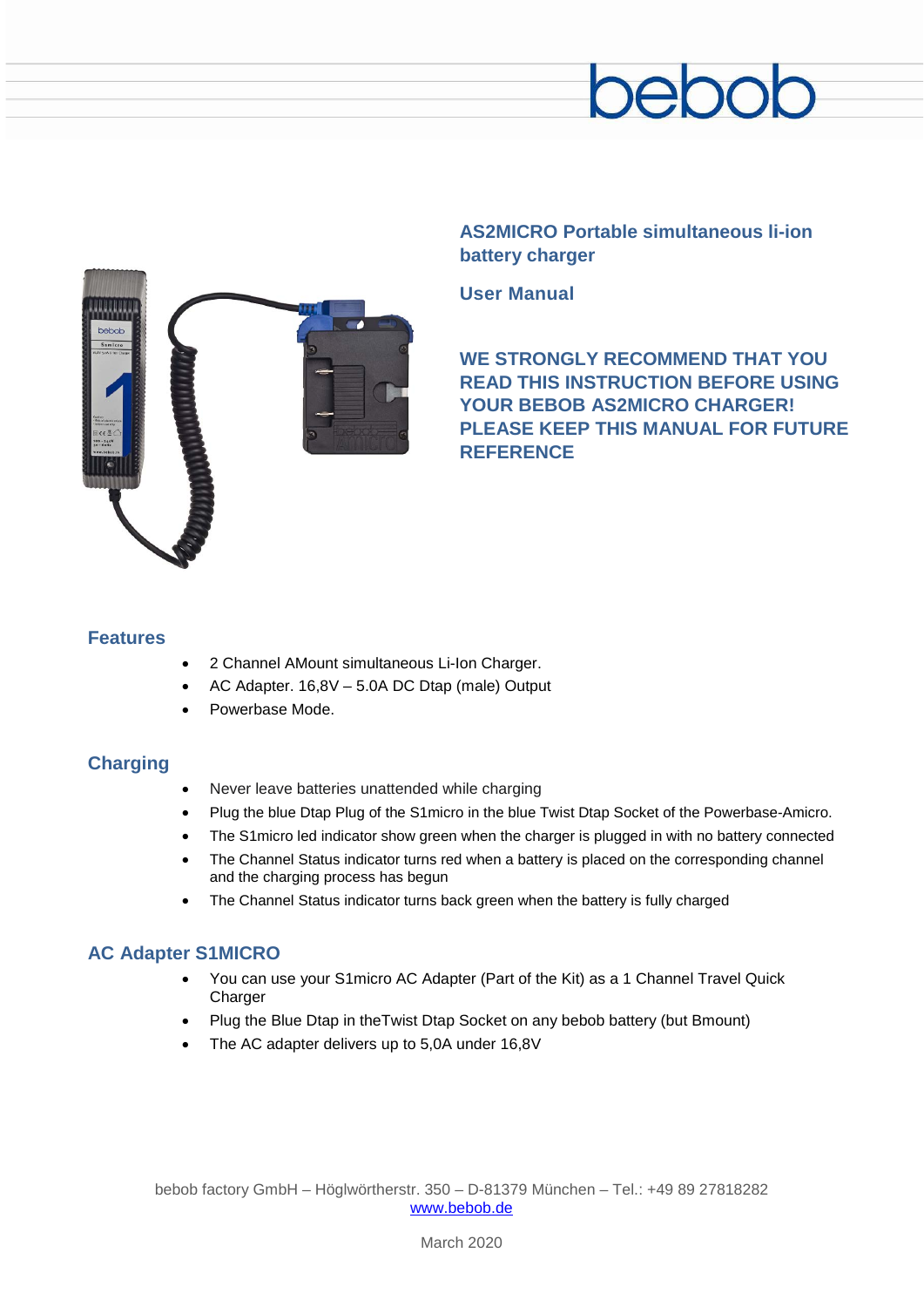bebob

# AS2MICRO Portable simultaneous li-ion battery charger

## User Manual

**WE STRONGLY RECOMMEND THAT YOU READ THIS INSTRUCTION BEFORE USING YOUR BEBOB AS2MICRO CHARGER! PLEASE KEEP THIS MANUAL FOR FUTURE REFERENCE**

## Features

- 2 Channel AMount simultaneous Li-Ion Charger.
- AC Adapter. 16,8V – 5.0A DC Dtap (male) Output
- Powerbase Mode.

## Charging

- Never leave batteries unattended while charging
- Plug the blue Dtap Plug of the S1micro in the blue Twist Dtap Socket of the Powerbase-Amicro.
- The S1micro led indicator show green when the charger is plugged in with no battery connected
- The Channel Status indicator turns red when a battery is placed on the corresponding channel and the charging process has begun
- The Channel Status indicator turns back green when the battery is fully charged

## AC Adapter S1MICRO

- You can use your S1micro AC Adapter (Part of the Kit) as a 1 Channel Travel Quick Charger
- Plug the Blue Dtap in theTwist Dtap Socket on any bebob battery (but Bmount)
- The AC adapter delivers up to 5,0A under 16,8V

bebob factory GmbH – Höglwörtherstr. 350 – D-81379 München – Tel.: +49 89 27818282
www.bebob.de

March 2020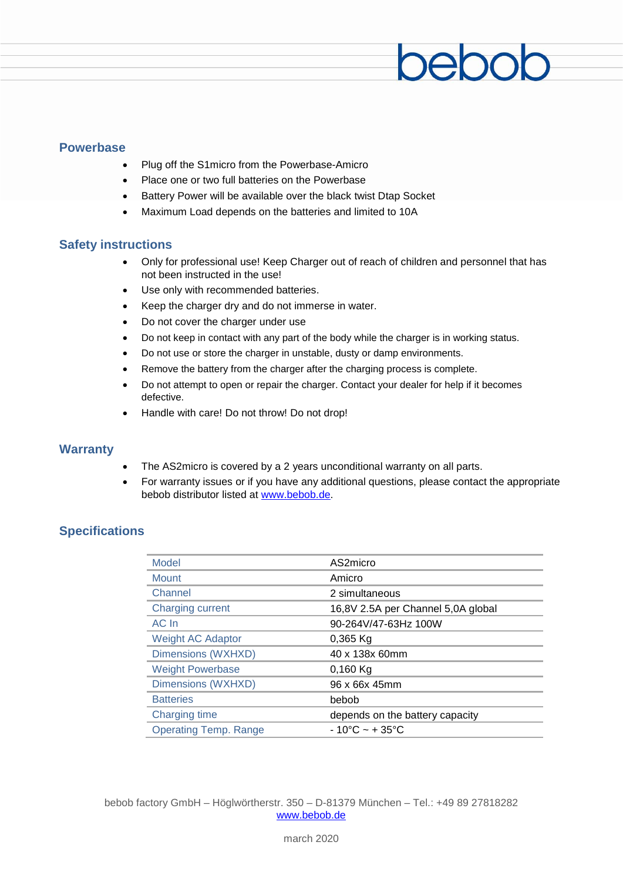## Powerbase

- Plug off the S1micro from the Powerbase-Amicro
- Place one or two full batteries on the Powerbase
- Battery Power will be available over the black twist Dtap Socket
- Maximum Load depends on the batteries and limited to 10A

## Safety instructions

- Only for professional use! Keep Charger out of reach of children and personnel that has not been instructed in the use!
- Use only with recommended batteries.
- Keep the charger dry and do not immerse in water.
- Do not cover the charger under use
- Do not keep in contact with any part of the body while the charger is in working status.
- Do not use or store the charger in unstable, dusty or damp environments.
- Remove the battery from the charger after the charging process is complete.
- Do not attempt to open or repair the charger. Contact your dealer for help if it becomes defective.
- Handle with care! Do not throw! Do not drop!

## Warranty

- The AS2micro is covered by a 2 years unconditional warranty on all parts.
- For warranty issues or if you have any additional questions, please contact the appropriate bebob distributor listed at www.bebob.de.

## Specifications

| | |
|---|---|
| Model | AS2micro |
| Mount | Amicro |
| Channel | 2 simultaneous |
| Charging current | 16,8V 2.5A per Channel 5,0A global |
| AC In | 90-264V/47-63Hz 100W |
| Weight AC Adaptor | 0,365 Kg |
| Dimensions (WXHXD) | 40 x 138x 60mm |
| Weight Powerbase | 0,160 Kg |
| Dimensions (WXHXD) | 96 x 66x 45mm |
| Batteries | bebob |
| Charging time | depends on the battery capacity |
| Operating Temp. Range | - 10°C ~ + 35°C |

bebob factory GmbH – Höglwörtherstr. 350 – D-81379 München – Tel.: +49 89 27818282
www.bebob.de

march 2020